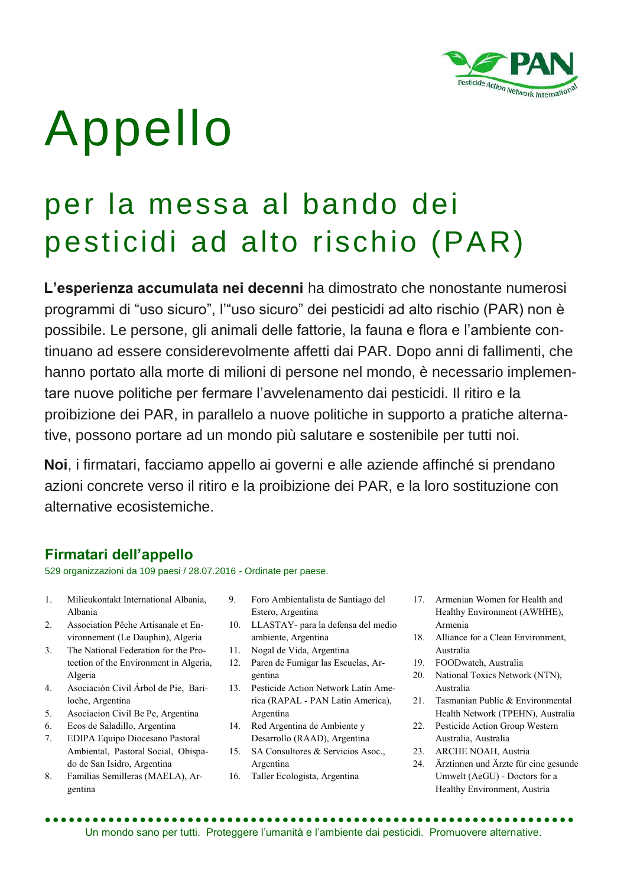# Appello

## per la messa al bando dei pesticidi ad alto rischio (PAR)

**L'esperienza accumulata nei decenni** ha dimostrato che nonostante numerosi programmi di "uso sicuro", l'"uso sicuro" dei pesticidi ad alto rischio (PAR) non è possibile. Le persone, gli animali delle fattorie, la fauna e flora e l'ambiente continuano ad essere considerevolmente affetti dai PAR. Dopo anni di fallimenti, che hanno portato alla morte di milioni di persone nel mondo, è necessario implementare nuove politiche per fermare l'avvelenamento dai pesticidi. Il ritiro e la proibizione dei PAR, in parallelo a nuove politiche in supporto a pratiche alternative, possono portare ad un mondo più salutare e sostenibile per tutti noi.

**Noi**, i firmatari, facciamo appello ai governi e alle aziende affinché si prendano azioni concrete verso il ritiro e la proibizione dei PAR, e la loro sostituzione con alternative ecosistemiche.

### Firmatari dell'appello

529 organizzazioni da 109 paesi / 28.07.2016 - Ordinate per paese.

1. Milieukontakt International Albania, Albania
2. Association Pêche Artisanale et Environnement (Le Dauphin), Algeria
3. The National Federation for the Protection of the Environment in Algeria, Algeria
4. Asociación Civil Árbol de Pie, Bariloche, Argentina
5. Asociacion Civil Be Pe, Argentina
6. Ecos de Saladillo, Argentina
7. EDIPA Equipo Diocesano Pastoral Ambiental, Pastoral Social, Obispado de San Isidro, Argentina
8. Familias Semilleras (MAELA), Argentina
9. Foro Ambientalista de Santiago del Estero, Argentina
10. LLASTAY- para la defensa del medio ambiente, Argentina
11. Nogal de Vida, Argentina
12. Paren de Fumigar las Escuelas, Argentina
13. Pesticide Action Network Latin America (RAPAL - PAN Latin America), Argentina
14. Red Argentina de Ambiente y Desarrollo (RAAD), Argentina
15. SA Consultores & Servicios Asoc., Argentina
16. Taller Ecologista, Argentina
17. Armenian Women for Health and Healthy Environment (AWHHE), Armenia
18. Alliance for a Clean Environment, Australia
19. FOODwatch, Australia
20. National Toxics Network (NTN), Australia
21. Tasmanian Public & Environmental Health Network (TPEHN), Australia
22. Pesticide Action Group Western Australia, Australia
23. ARCHE NOAH, Austria
24. Ärztinnen und Ärzte für eine gesunde Umwelt (AeGU) - Doctors for a Healthy Environment, Austria

Un mondo sano per tutti. Proteggere l'umanità e l'ambiente dai pesticidi. Promuovere alternative.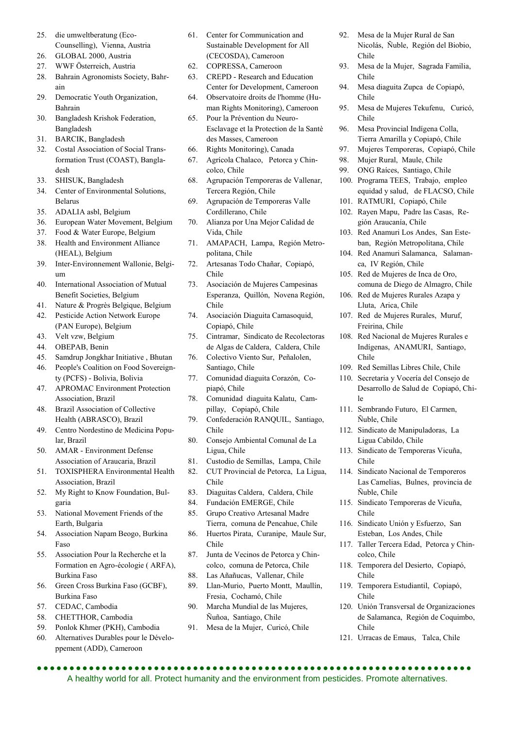25. die umweltberatung (Eco-Counselling), Vienna, Austria
26. GLOBAL 2000, Austria
27. WWF Österreich, Austria
28. Bahrain Agronomists Society, Bahrain
29. Democratic Youth Organization, Bahrain
30. Bangladesh Krishok Federation, Bangladesh
31. BARCIK, Bangladesh
32. Costal Association of Social Transformation Trust (COAST), Bangladesh
33. SHISUK, Bangladesh
34. Center of Environmental Solutions, Belarus
35. ADALIA asbl, Belgium
36. European Water Movement, Belgium
37. Food & Water Europe, Belgium
38. Health and Environment Alliance (HEAL), Belgium
39. Inter-Environnement Wallonie, Belgium
40. International Association of Mutual Benefit Societies, Belgium
41. Nature & Progrès Belgique, Belgium
42. Pesticide Action Network Europe (PAN Europe), Belgium
43. Velt vzw, Belgium
44. OBEPAB, Benin
45. Samdrup Jongkhar Initiative , Bhutan
46. People's Coalition on Food Sovereignty (PCFS) - Bolivia, Bolivia
47. APROMAC Environment Protection Association, Brazil
48. Brazil Association of Collective Health (ABRASCO), Brazil
49. Centro Nordestino de Medicina Popular, Brazil
50. AMAR - Environment Defense Association of Araucaria, Brazil
51. TOXISPHERA Environmental Health Association, Brazil
52. My Right to Know Foundation, Bulgaria
53. National Movement Friends of the Earth, Bulgaria
54. Association Napam Beogo, Burkina Faso
55. Association Pour la Recherche et la Formation en Agro-écologie ( ARFA), Burkina Faso
56. Green Cross Burkina Faso (GCBF), Burkina Faso
57. CEDAC, Cambodia
58. CHETTHOR, Cambodia
59. Ponlok Khmer (PKH), Cambodia
60. Alternatives Durables pour le Développement (ADD), Cameroon
61. Center for Communication and Sustainable Development for All (CECOSDA), Cameroon
62. COPRESSA, Cameroon
63. CREPD - Research and Education Center for Development, Cameroon
64. Observatoire droits de l'homme (Human Rights Monitoring), Cameroon
65. Pour la Prévention du Neuro-Esclavage et la Protection de la Santè des Masses, Cameroon
66. Rights Monitoring), Canada
67. Agrícola Chalaco, Petorca y Chincolco, Chile
68. Agrupación Temporeras de Vallenar, Tercera Región, Chile
69. Agrupación de Temporeras Valle Cordillerano, Chile
70. Alianza por Una Mejor Calidad de Vida, Chile
71. AMAPACH, Lampa, Región Metropolitana, Chile
72. Artesanas Todo Chañar, Copiapó, Chile
73. Asociación de Mujeres Campesinas Esperanza, Quillón, Novena Región, Chile
74. Asociación Diaguita Camasoquid, Copiapó, Chile
75. Cintramar, Sindicato de Recolectoras de Algas de Caldera, Caldera, Chile
76. Colectivo Viento Sur, Peñalolen, Santiago, Chile
77. Comunidad diaguita Corazón, Copiapó, Chile
78. Comunidad diaguita Kalatu, Campillay, Copiapó, Chile
79. Confederación RANQUIL, Santiago, Chile
80. Consejo Ambiental Comunal de La Ligua, Chile
81. Custodio de Semillas, Lampa, Chile
82. CUT Provincial de Petorca, La Ligua, Chile
83. Diaguitas Caldera, Caldera, Chile
84. Fundación EMERGE, Chile
85. Grupo Creativo Artesanal Madre Tierra, comuna de Pencahue, Chile
86. Huertos Pirata, Curanipe, Maule Sur, Chile
87. Junta de Vecinos de Petorca y Chincolco, comuna de Petorca, Chile
88. Las Añañucas, Vallenar, Chile
89. Llan-Murio, Puerto Montt, Maullín, Fresia, Cochamó, Chile
90. Marcha Mundial de las Mujeres, Ñuñoa, Santiago, Chile
91. Mesa de la Mujer, Curicó, Chile
92. Mesa de la Mujer Rural de San Nicolás, Ñuble, Región del Biobio, Chile
93. Mesa de la Mujer, Sagrada Familia, Chile
94. Mesa diaguita Zupca de Copiapó, Chile
95. Mesa de Mujeres Tekufenu, Curicó, Chile
96. Mesa Provincial Indígena Colla, Tierra Amarilla y Copiapó, Chile
97. Mujeres Temporeras, Copiapó, Chile
98. Mujer Rural, Maule, Chile
99. ONG Raíces, Santiago, Chile
100. Programa TEES, Trabajo, empleo equidad y salud, de FLACSO, Chile
101. RATMURI, Copiapó, Chile
102. Rayen Mapu, Padre las Casas, Región Araucanía, Chile
103. Red Anamuri Los Andes, San Esteban, Región Metropolitana, Chile
104. Red Anamuri Salamanca, Salamanca, IV Región, Chile
105. Red de Mujeres de Inca de Oro, comuna de Diego de Almagro, Chile
106. Red de Mujeres Rurales Azapa y Lluta, Arica, Chile
107. Red de Mujeres Rurales, Muruf, Freirina, Chile
108. Red Nacional de Mujeres Rurales e Indígenas, ANAMURI, Santiago, Chile
109. Red Semillas Libres Chile, Chile
110. Secretaria y Vocería del Consejo de Desarrollo de Salud de Copiapó, Chile
111. Sembrando Futuro, El Carmen, Ñuble, Chile
112. Sindicato de Manipuladoras, La Ligua Cabildo, Chile
113. Sindicato de Temporeras Vicuña, Chile
114. Sindicato Nacional de Temporeros Las Camelias, Bulnes, provincia de Ñuble, Chile
115. Sindicato Temporeras de Vicuña, Chile
116. Sindicato Unión y Esfuerzo, San Esteban, Los Andes, Chile
117. Taller Tercera Edad, Petorca y Chincolco, Chile
118. Temporera del Desierto, Copiapó, Chile
119. Temporera Estudiantil, Copiapó, Chile
120. Unión Transversal de Organizaciones de Salamanca, Región de Coquimbo, Chile
121. Urracas de Emaus, Talca, Chile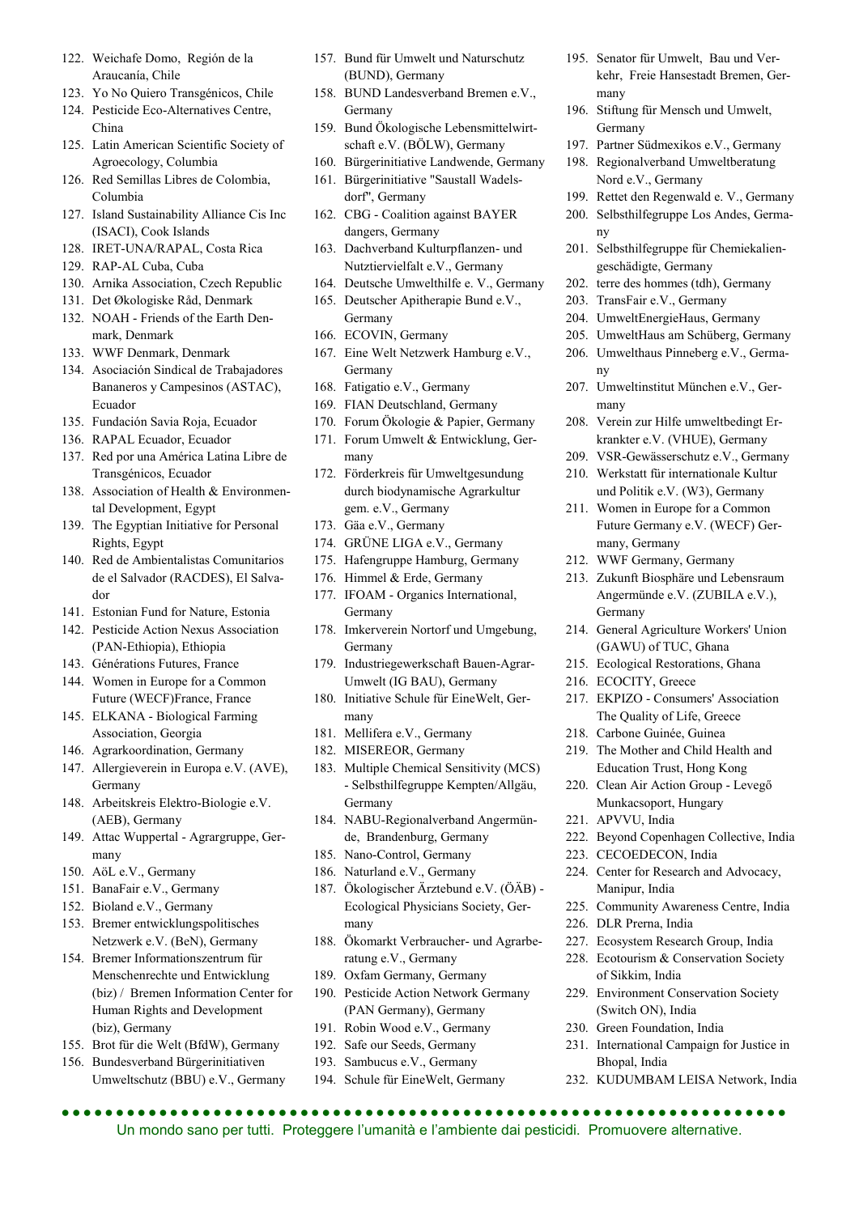122. Weichafe Domo, Región de la Araucanía, Chile
123. Yo No Quiero Transgénicos, Chile
124. Pesticide Eco-Alternatives Centre, China
125. Latin American Scientific Society of Agroecology, Columbia
126. Red Semillas Libres de Colombia, Columbia
127. Island Sustainability Alliance Cis Inc (ISACI), Cook Islands
128. IRET-UNA/RAPAL, Costa Rica
129. RAP-AL Cuba, Cuba
130. Arnika Association, Czech Republic
131. Det Økologiske Råd, Denmark
132. NOAH - Friends of the Earth Denmark, Denmark
133. WWF Denmark, Denmark
134. Asociación Sindical de Trabajadores Bananeros y Campesinos (ASTAC), Ecuador
135. Fundación Savia Roja, Ecuador
136. RAPAL Ecuador, Ecuador
137. Red por una América Latina Libre de Transgénicos, Ecuador
138. Association of Health & Environmental Development, Egypt
139. The Egyptian Initiative for Personal Rights, Egypt
140. Red de Ambientalistas Comunitarios de el Salvador (RACDES), El Salvador
141. Estonian Fund for Nature, Estonia
142. Pesticide Action Nexus Association (PAN-Ethiopia), Ethiopia
143. Générations Futures, France
144. Women in Europe for a Common Future (WECF)France, France
145. ELKANA - Biological Farming Association, Georgia
146. Agrarkoordination, Germany
147. Allergieverein in Europa e.V. (AVE), Germany
148. Arbeitskreis Elektro-Biologie e.V. (AEB), Germany
149. Attac Wuppertal - Agrargruppe, Germany
150. AöL e.V., Germany
151. BanaFair e.V., Germany
152. Bioland e.V., Germany
153. Bremer entwicklungspolitisches Netzwerk e.V. (BeN), Germany
154. Bremer Informationszentrum für Menschenrechte und Entwicklung (biz) / Bremen Information Center for Human Rights and Development (biz), Germany
155. Brot für die Welt (BfdW), Germany
156. Bundesverband Bürgerinitiativen Umweltschutz (BBU) e.V., Germany
157. Bund für Umwelt und Naturschutz (BUND), Germany
158. BUND Landesverband Bremen e.V., Germany
159. Bund Ökologische Lebensmittelwirtschaft e.V. (BÖLW), Germany
160. Bürgerinitiative Landwende, Germany
161. Bürgerinitiative "Saustall Wadelsdorf", Germany
162. CBG - Coalition against BAYER dangers, Germany
163. Dachverband Kulturpflanzen- und Nutztiervielfalt e.V., Germany
164. Deutsche Umwelthilfe e. V., Germany
165. Deutscher Apitherapie Bund e.V., Germany
166. ECOVIN, Germany
167. Eine Welt Netzwerk Hamburg e.V., Germany
168. Fatigatio e.V., Germany
169. FIAN Deutschland, Germany
170. Forum Ökologie & Papier, Germany
171. Forum Umwelt & Entwicklung, Germany
172. Förderkreis für Umweltgesundung durch biodynamische Agrarkultur gem. e.V., Germany
173. Gäa e.V., Germany
174. GRÜNE LIGA e.V., Germany
175. Hafengruppe Hamburg, Germany
176. Himmel & Erde, Germany
177. IFOAM - Organics International, Germany
178. Imkerverein Nortorf und Umgebung, Germany
179. Industriegewerkschaft Bauen-Agrar-Umwelt (IG BAU), Germany
180. Initiative Schule für EineWelt, Germany
181. Mellifera e.V., Germany
182. MISEREOR, Germany
183. Multiple Chemical Sensitivity (MCS) - Selbsthilfegruppe Kempten/Allgäu, Germany
184. NABU-Regionalverband Angermünde, Brandenburg, Germany
185. Nano-Control, Germany
186. Naturland e.V., Germany
187. Ökologischer Ärztebund e.V. (ÖÄB) - Ecological Physicians Society, Germany
188. Ökomarkt Verbraucher- und Agrarberatung e.V., Germany
189. Oxfam Germany, Germany
190. Pesticide Action Network Germany (PAN Germany), Germany
191. Robin Wood e.V., Germany
192. Safe our Seeds, Germany
193. Sambucus e.V., Germany
194. Schule für EineWelt, Germany
195. Senator für Umwelt, Bau und Verkehr, Freie Hansestadt Bremen, Germany
196. Stiftung für Mensch und Umwelt, Germany
197. Partner Südmexikos e.V., Germany
198. Regionalverband Umweltberatung Nord e.V., Germany
199. Rettet den Regenwald e. V., Germany
200. Selbsthilfegruppe Los Andes, Germany
201. Selbsthilfegruppe für Chemiekaliengeschädigte, Germany
202. terre des hommes (tdh), Germany
203. TransFair e.V., Germany
204. UmweltEnergieHaus, Germany
205. UmweltHaus am Schüberg, Germany
206. Umwelthaus Pinneberg e.V., Germany
207. Umweltinstitut München e.V., Germany
208. Verein zur Hilfe umweltbedingt Erkrankter e.V. (VHUE), Germany
209. VSR-Gewässerschutz e.V., Germany
210. Werkstatt für internationale Kultur und Politik e.V. (W3), Germany
211. Women in Europe for a Common Future Germany e.V. (WECF) Germany, Germany
212. WWF Germany, Germany
213. Zukunft Biosphäre und Lebensraum Angermünde e.V. (ZUBILA e.V.), Germany
214. General Agriculture Workers' Union (GAWU) of TUC, Ghana
215. Ecological Restorations, Ghana
216. ECOCITY, Greece
217. EKPIZO - Consumers' Association The Quality of Life, Greece
218. Carbone Guinée, Guinea
219. The Mother and Child Health and Education Trust, Hong Kong
220. Clean Air Action Group - Levegő Munkacsoport, Hungary
221. APVVU, India
222. Beyond Copenhagen Collective, India
223. CECOEDECON, India
224. Center for Research and Advocacy, Manipur, India
225. Community Awareness Centre, India
226. DLR Prerna, India
227. Ecosystem Research Group, India
228. Ecotourism & Conservation Society of Sikkim, India
229. Environment Conservation Society (Switch ON), India
230. Green Foundation, India
231. International Campaign for Justice in Bhopal, India
232. KUDUMBAM LEISA Network, India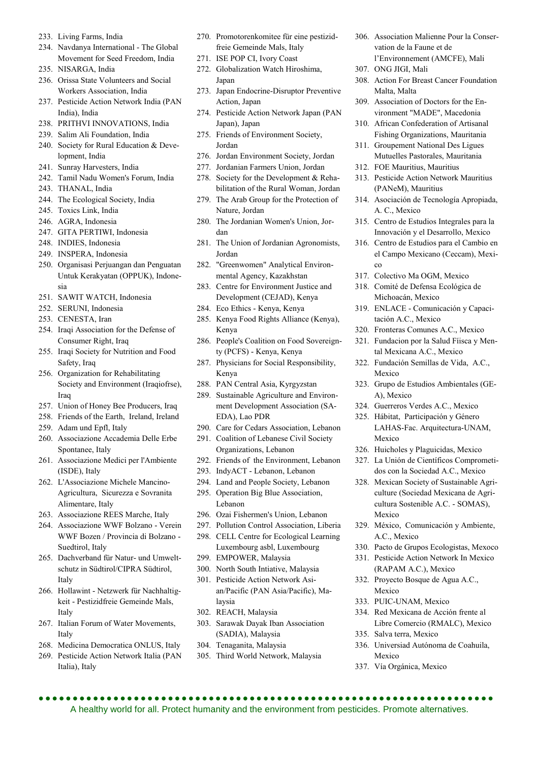233. Living Farms, India
234. Navdanya International - The Global Movement for Seed Freedom, India
235. NISARGA, India
236. Orissa State Volunteers and Social Workers Association, India
237. Pesticide Action Network India (PAN India), India
238. PRITHVI INNOVATIONS, India
239. Salim Ali Foundation, India
240. Society for Rural Education & Development, India
241. Sunray Harvesters, India
242. Tamil Nadu Women's Forum, India
243. THANAL, India
244. The Ecological Society, India
245. Toxics Link, India
246. AGRA, Indonesia
247. GITA PERTIWI, Indonesia
248. INDIES, Indonesia
249. INSPERA, Indonesia
250. Organisasi Perjuangan dan Penguatan Untuk Kerakyatan (OPPUK), Indonesia
251. SAWIT WATCH, Indonesia
252. SERUNI, Indonesia
253. CENESTA, Iran
254. Iraqi Association for the Defense of Consumer Right, Iraq
255. Iraqi Society for Nutrition and Food Safety, Iraq
256. Organization for Rehabilitating Society and Environment (Iraqiofrse), Iraq
257. Union of Honey Bee Producers, Iraq
258. Friends of the Earth, Ireland, Ireland
259. Adam und Epfl, Italy
260. Associazione Accademia Delle Erbe Spontanee, Italy
261. Associazione Medici per l'Ambiente (ISDE), Italy
262. L'Associazione Michele Mancino-Agricultura, Sicurezza e Sovranita Alimentare, Italy
263. Associazione REES Marche, Italy
264. Associazione WWF Bolzano - Verein WWF Bozen / Provincia di Bolzano - Suedtirol, Italy
265. Dachverband für Natur- und Umweltschutz in Südtirol/CIPRA Südtirol, Italy
266. Hollawint - Netzwerk für Nachhaltigkeit - Pestizidfreie Gemeinde Mals, Italy
267. Italian Forum of Water Movements, Italy
268. Medicina Democratica ONLUS, Italy
269. Pesticide Action Network Italia (PAN Italia), Italy
270. Promotorenkomitee für eine pestizidfreie Gemeinde Mals, Italy
271. ISE POP CI, Ivory Coast
272. Globalization Watch Hiroshima, Japan
273. Japan Endocrine-Disruptor Preventive Action, Japan
274. Pesticide Action Network Japan (PAN Japan), Japan
275. Friends of Environment Society, Jordan
276. Jordan Environment Society, Jordan
277. Jordanian Farmers Union, Jordan
278. Society for the Development & Rehabilitation of the Rural Woman, Jordan
279. The Arab Group for the Protection of Nature, Jordan
280. The Jordanian Women's Union, Jordan
281. The Union of Jordanian Agronomists, Jordan
282. "Greenwomen" Analytical Environmental Agency, Kazakhstan
283. Centre for Environment Justice and Development (CEJAD), Kenya
284. Eco Ethics - Kenya, Kenya
285. Kenya Food Rights Alliance (Kenya), Kenya
286. People's Coalition on Food Sovereignty (PCFS) - Kenya, Kenya
287. Physicians for Social Responsibility, Kenya
288. PAN Central Asia, Kyrgyzstan
289. Sustainable Agriculture and Environment Development Association (SAEDA), Lao PDR
290. Care for Cedars Association, Lebanon
291. Coalition of Lebanese Civil Society Organizations, Lebanon
292. Friends of the Environment, Lebanon
293. IndyACT - Lebanon, Lebanon
294. Land and People Society, Lebanon
295. Operation Big Blue Association, Lebanon
296. Ozai Fishermen's Union, Lebanon
297. Pollution Control Association, Liberia
298. CELL Centre for Ecological Learning Luxembourg asbl, Luxembourg
299. EMPOWER, Malaysia
300. North South Intiative, Malaysia
301. Pesticide Action Network Asian/Pacific (PAN Asia/Pacific), Malaysia
302. REACH, Malaysia
303. Sarawak Dayak Iban Association (SADIA), Malaysia
304. Tenaganita, Malaysia
305. Third World Network, Malaysia
306. Association Malienne Pour la Conservation de la Faune et de l'Environnement (AMCFE), Mali
307. ONG JIGI, Mali
308. Action For Breast Cancer Foundation Malta, Malta
309. Association of Doctors for the Environment "MADE", Macedonia
310. African Confederation of Artisanal Fishing Organizations, Mauritania
311. Groupement National Des Ligues Mutuelles Pastorales, Mauritania
312. FOE Mauritius, Mauritius
313. Pesticide Action Network Mauritius (PANeM), Mauritius
314. Asociación de Tecnología Apropiada, A. C., Mexico
315. Centro de Estudios Integrales para la Innovación y el Desarrollo, Mexico
316. Centro de Estudios para el Cambio en el Campo Mexicano (Ceccam), Mexico
317. Colectivo Ma OGM, Mexico
318. Comité de Defensa Ecológica de Michoacán, Mexico
319. ENLACE - Comunicación y Capacitación A.C., Mexico
320. Fronteras Comunes A.C., Mexico
321. Fundacion por la Salud Fíisca y Mental Mexicana A.C., Mexico
322. Fundación Semillas de Vida, A.C., Mexico
323. Grupo de Estudios Ambientales (GEA), Mexico
324. Guerreros Verdes A.C., Mexico
325. Hábitat, Participación y Género LAHAS-Fac. Arquitectura-UNAM, Mexico
326. Huicholes y Plaguicidas, Mexico
327. La Unión de Científicos Comprometidos con la Sociedad A.C., Mexico
328. Mexican Society of Sustainable Agriculture (Sociedad Mexicana de Agricultura Sostenible A.C. - SOMAS), Mexico
329. México, Comunicación y Ambiente, A.C., Mexico
330. Pacto de Grupos Ecologistas, Mexoco
331. Pesticide Action Network In Mexico (RAPAM A.C.), Mexico
332. Proyecto Bosque de Agua A.C., Mexico
333. PUIC-UNAM, Mexico
334. Red Mexicana de Acción frente al Libre Comercio (RMALC), Mexico
335. Salva terra, Mexico
336. Universiad Autónoma de Coahuila, Mexico
337. Vía Orgánica, Mexico

A healthy world for all. Protect humanity and the environment from pesticides. Promote alternatives.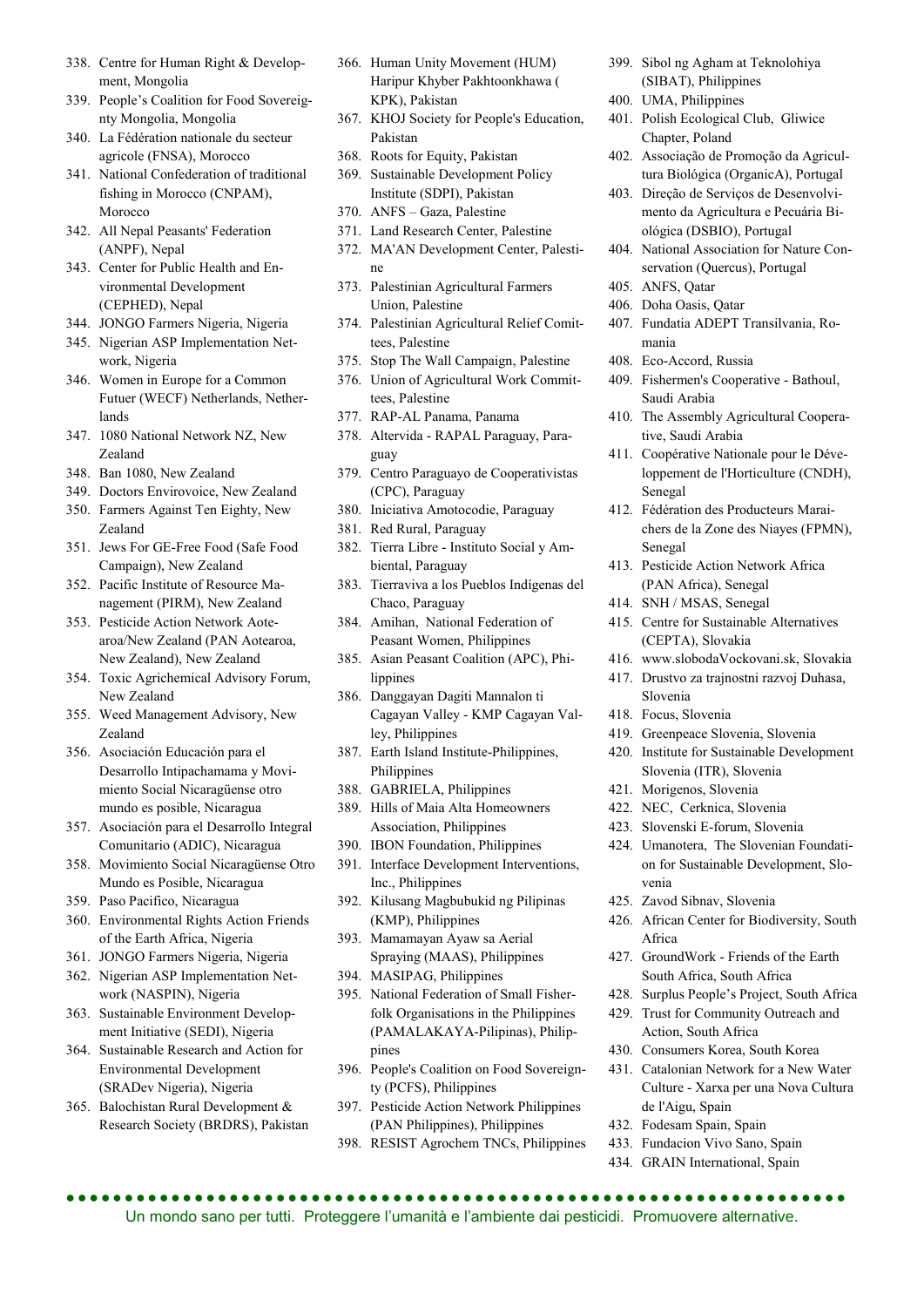338. Centre for Human Right & Development, Mongolia
339. People's Coalition for Food Sovereignty Mongolia, Mongolia
340. La Fédération nationale du secteur agricole (FNSA), Morocco
341. National Confederation of traditional fishing in Morocco (CNPAM), Morocco
342. All Nepal Peasants' Federation (ANPF), Nepal
343. Center for Public Health and Environmental Development (CEPHED), Nepal
344. JONGO Farmers Nigeria, Nigeria
345. Nigerian ASP Implementation Network, Nigeria
346. Women in Europe for a Common Futuer (WECF) Netherlands, Netherlands
347. 1080 National Network NZ, New Zealand
348. Ban 1080, New Zealand
349. Doctors Envirovoice, New Zealand
350. Farmers Against Ten Eighty, New Zealand
351. Jews For GE-Free Food (Safe Food Campaign), New Zealand
352. Pacific Institute of Resource Management (PIRM), New Zealand
353. Pesticide Action Network Aotearoa/New Zealand (PAN Aotearoa, New Zealand), New Zealand
354. Toxic Agrichemical Advisory Forum, New Zealand
355. Weed Management Advisory, New Zealand
356. Asociación Educación para el Desarrollo Intipachamama y Movimiento Social Nicaragüense otro mundo es posible, Nicaragua
357. Asociación para el Desarrollo Integral Comunitario (ADIC), Nicaragua
358. Movimiento Social Nicaragüense Otro Mundo es Posible, Nicaragua
359. Paso Pacifico, Nicaragua
360. Environmental Rights Action Friends of the Earth Africa, Nigeria
361. JONGO Farmers Nigeria, Nigeria
362. Nigerian ASP Implementation Network (NASPIN), Nigeria
363. Sustainable Environment Development Initiative (SEDI), Nigeria
364. Sustainable Research and Action for Environmental Development (SRADev Nigeria), Nigeria
365. Balochistan Rural Development & Research Society (BRDRS), Pakistan
366. Human Unity Movement (HUM) Haripur Khyber Pakhtoonkhawa ( KPK), Pakistan
367. KHOJ Society for People's Education, Pakistan
368. Roots for Equity, Pakistan
369. Sustainable Development Policy Institute (SDPI), Pakistan
370. ANFS – Gaza, Palestine
371. Land Research Center, Palestine
372. MA'AN Development Center, Palestine
373. Palestinian Agricultural Farmers Union, Palestine
374. Palestinian Agricultural Relief Comittees, Palestine
375. Stop The Wall Campaign, Palestine
376. Union of Agricultural Work Committees, Palestine
377. RAP-AL Panama, Panama
378. Altervida - RAPAL Paraguay, Paraguay
379. Centro Paraguayo de Cooperativistas (CPC), Paraguay
380. Iniciativa Amotocodie, Paraguay
381. Red Rural, Paraguay
382. Tierra Libre - Instituto Social y Ambiental, Paraguay
383. Tierraviva a los Pueblos Indígenas del Chaco, Paraguay
384. Amihan, National Federation of Peasant Women, Philippines
385. Asian Peasant Coalition (APC), Philippines
386. Danggayan Dagiti Mannalon ti Cagayan Valley - KMP Cagayan Valley, Philippines
387. Earth Island Institute-Philippines, Philippines
388. GABRIELA, Philippines
389. Hills of Maia Alta Homeowners Association, Philippines
390. IBON Foundation, Philippines
391. Interface Development Interventions, Inc., Philippines
392. Kilusang Magbubukid ng Pilipinas (KMP), Philippines
393. Mamamayan Ayaw sa Aerial Spraying (MAAS), Philippines
394. MASIPAG, Philippines
395. National Federation of Small Fisherfolk Organisations in the Philippines (PAMALAKAYA-Pilipinas), Philippines
396. People's Coalition on Food Sovereignty (PCFS), Philippines
397. Pesticide Action Network Philippines (PAN Philippines), Philippines
398. RESIST Agrochem TNCs, Philippines
399. Sibol ng Agham at Teknolohiya (SIBAT), Philippines
400. UMA, Philippines
401. Polish Ecological Club, Gliwice Chapter, Poland
402. Associação de Promoção da Agricultura Biológica (OrganicA), Portugal
403. Direção de Serviços de Desenvolvimento da Agricultura e Pecuária Biológica (DSBIO), Portugal
404. National Association for Nature Conservation (Quercus), Portugal
405. ANFS, Qatar
406. Doha Oasis, Qatar
407. Fundatia ADEPT Transilvania, Romania
408. Eco-Accord, Russia
409. Fishermen's Cooperative - Bathoul, Saudi Arabia
410. The Assembly Agricultural Cooperative, Saudi Arabia
411. Coopérative Nationale pour le Développement de l'Horticulture (CNDH), Senegal
412. Fédération des Producteurs Maraichers de la Zone des Niayes (FPMN), Senegal
413. Pesticide Action Network Africa (PAN Africa), Senegal
414. SNH / MSAS, Senegal
415. Centre for Sustainable Alternatives (CEPTA), Slovakia
416. www.slobodaVockovani.sk, Slovakia
417. Drustvo za trajnostni razvoj Duhasa, Slovenia
418. Focus, Slovenia
419. Greenpeace Slovenia, Slovenia
420. Institute for Sustainable Development Slovenia (ITR), Slovenia
421. Morigenos, Slovenia
422. NEC, Cerknica, Slovenia
423. Slovenski E-forum, Slovenia
424. Umanotera, The Slovenian Foundation for Sustainable Development, Slovenia
425. Zavod Sibnav, Slovenia
426. African Center for Biodiversity, South Africa
427. GroundWork - Friends of the Earth South Africa, South Africa
428. Surplus People's Project, South Africa
429. Trust for Community Outreach and Action, South Africa
430. Consumers Korea, South Korea
431. Catalonian Network for a New Water Culture - Xarxa per una Nova Cultura de l'Aigu, Spain
432. Fodesam Spain, Spain
433. Fundacion Vivo Sano, Spain
434. GRAIN International, Spain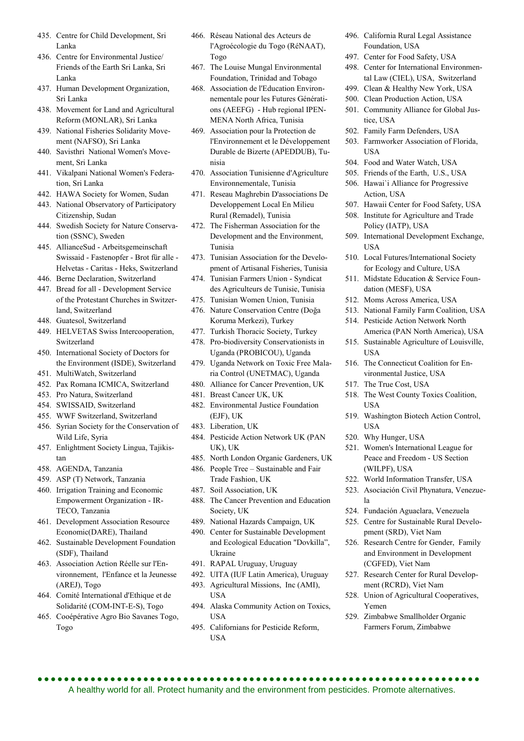435. Centre for Child Development, Sri Lanka
436. Centre for Environmental Justice/ Friends of the Earth Sri Lanka, Sri Lanka
437. Human Development Organization, Sri Lanka
438. Movement for Land and Agricultural Reform (MONLAR), Sri Lanka
439. National Fisheries Solidarity Movement (NAFSO), Sri Lanka
440. Savisthri National Women's Movement, Sri Lanka
441. Vikalpani National Women's Federation, Sri Lanka
442. HAWA Society for Women, Sudan
443. National Observatory of Participatory Citizenship, Sudan
444. Swedish Society for Nature Conservation (SSNC), Sweden
445. AllianceSud - Arbeitsgemeinschaft Swissaid - Fastenopfer - Brot für alle - Helvetas - Caritas - Heks, Switzerland
446. Berne Declaration, Switzerland
447. Bread for all - Development Service of the Protestant Churches in Switzerland, Switzerland
448. Guatesol, Switzerland
449. HELVETAS Swiss Intercooperation, Switzerland
450. International Society of Doctors for the Environment (ISDE), Switzerland
451. MultiWatch, Switzerland
452. Pax Romana ICMICA, Switzerland
453. Pro Natura, Switzerland
454. SWISSAID, Switzerland
455. WWF Switzerland, Switzerland
456. Syrian Society for the Conservation of Wild Life, Syria
457. Enlightment Society Lingua, Tajikistan
458. AGENDA, Tanzania
459. ASP (T) Network, Tanzania
460. Irrigation Training and Economic Empowerment Organization - IRTECO, Tanzania
461. Development Association Resource Economic(DARE), Thailand
462. Sustainable Development Foundation (SDF), Thailand
463. Association Action Réelle sur l'Environnement, l'Enfance et la Jeunesse (AREJ), Togo
464. Comité International d'Ethique et de Solidarité (COM-INT-E-S), Togo
465. Coopérative Agro Bio Savanes Togo, Togo
466. Réseau National des Acteurs de l'Agroécologie du Togo (RéNAAT), Togo
467. The Louise Mungal Environmental Foundation, Trinidad and Tobago
468. Association de l'Education Environnementale pour les Futures Générations (AEEFG) - Hub regional IPEN-MENA North Africa, Tunisia
469. Association pour la Protection de l'Environnement et le Développement Durable de Bizerte (APEDDUB), Tunisia
470. Association Tunisienne d'Agriculture Environnementale, Tunisia
471. Reseau Maghrebin D'associations De Developpement Local En Milieu Rural (Remadel), Tunisia
472. The Fisherman Association for the Development and the Environment, Tunisia
473. Tunisian Association for the Development of Artisanal Fisheries, Tunisia
474. Tunisian Farmers Union - Syndicat des Agriculteurs de Tunisie, Tunisia
475. Tunisian Women Union, Tunisia
476. Nature Conservation Centre (Doğa Koruma Merkezi), Turkey
477. Turkish Thoracic Society, Turkey
478. Pro-biodiversity Conservationists in Uganda (PROBICOU), Uganda
479. Uganda Network on Toxic Free Malaria Control (UNETMAC), Uganda
480. Alliance for Cancer Prevention, UK
481. Breast Cancer UK, UK
482. Environmental Justice Foundation (EJF), UK
483. Liberation, UK
484. Pesticide Action Network UK (PAN UK), UK
485. North London Organic Gardeners, UK
486. People Tree – Sustainable and Fair Trade Fashion, UK
487. Soil Association, UK
488. The Cancer Prevention and Education Society, UK
489. National Hazards Campaign, UK
490. Center for Sustainable Development and Ecological Education "Dovkilla", Ukraine
491. RAPAL Uruguay, Uruguay
492. UITA (IUF Latin America), Uruguay
493. Agricultural Missions, Inc (AMI), USA
494. Alaska Community Action on Toxics, USA
495. Californians for Pesticide Reform, USA
496. California Rural Legal Assistance Foundation, USA
497. Center for Food Safety, USA
498. Center for International Environmental Law (CIEL), USA, Switzerland
499. Clean & Healthy New York, USA
500. Clean Production Action, USA
501. Community Alliance for Global Justice, USA
502. Family Farm Defenders, USA
503. Farmworker Association of Florida, USA
504. Food and Water Watch, USA
505. Friends of the Earth, U.S., USA
506. Hawai`i Alliance for Progressive Action, USA
507. Hawaii Center for Food Safety, USA
508. Institute for Agriculture and Trade Policy (IATP), USA
509. International Development Exchange, USA
510. Local Futures/International Society for Ecology and Culture, USA
511. Midstate Education & Service Foundation (MESF), USA
512. Moms Across America, USA
513. National Family Farm Coalition, USA
514. Pesticide Action Network North America (PAN North America), USA
515. Sustainable Agriculture of Louisville, USA
516. The Connecticut Coalition for Environmental Justice, USA
517. The True Cost, USA
518. The West County Toxics Coalition, USA
519. Washington Biotech Action Control, USA
520. Why Hunger, USA
521. Women's International League for Peace and Freedom - US Section (WILPF), USA
522. World Information Transfer, USA
523. Asociación Civil Phynatura, Venezuela
524. Fundación Aguaclara, Venezuela
525. Centre for Sustainable Rural Development (SRD), Viet Nam
526. Research Centre for Gender, Family and Environment in Development (CGFED), Viet Nam
527. Research Center for Rural Development (RCRD), Viet Nam
528. Union of Agricultural Cooperatives, Yemen
529. Zimbabwe Smallholder Organic Farmers Forum, Zimbabwe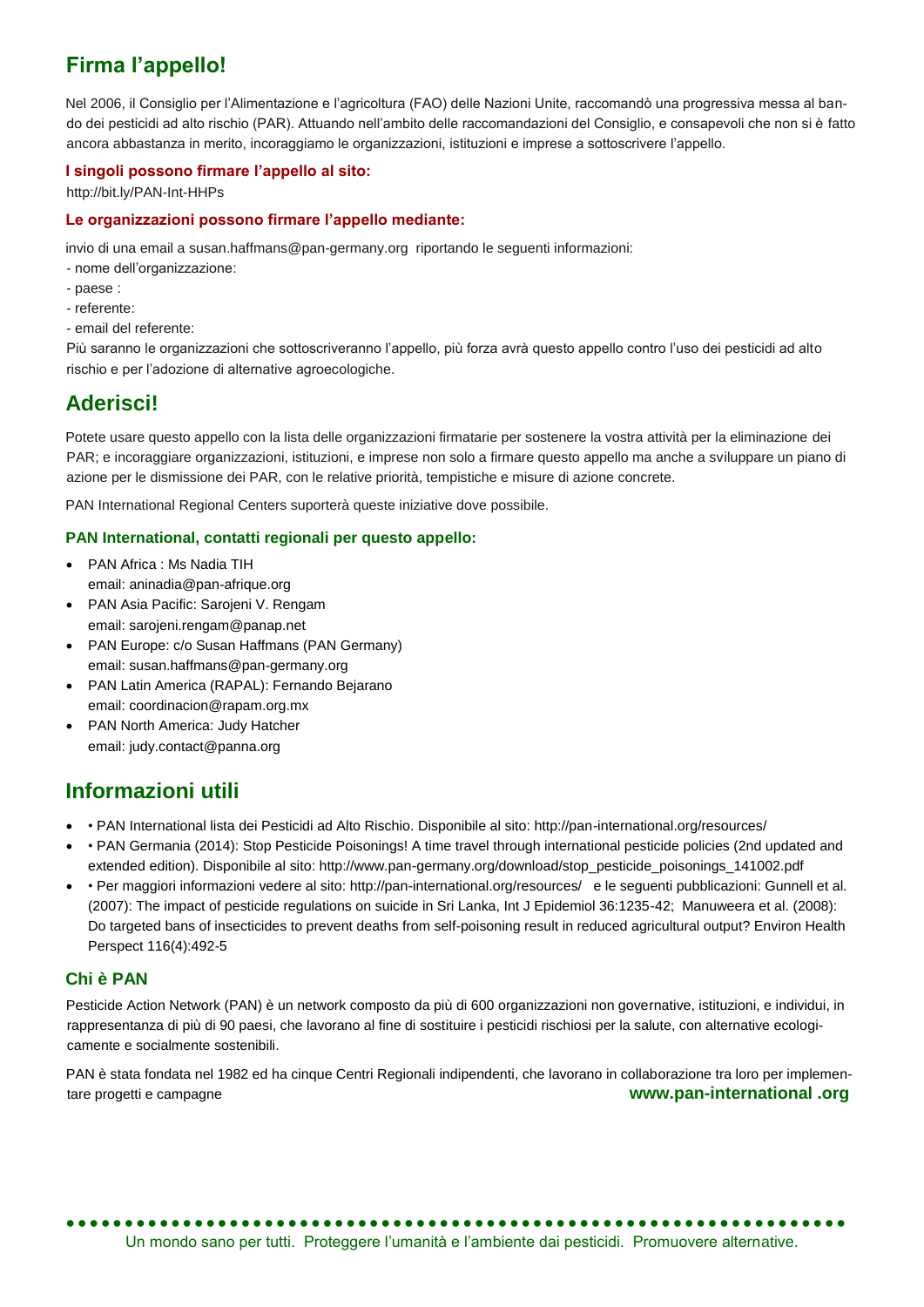## Firma l'appello!

Nel 2006, il Consiglio per l'Alimentazione e l'agricoltura (FAO) delle Nazioni Unite, raccomandò una progressiva messa al bando dei pesticidi ad alto rischio (PAR). Attuando nell'ambito delle raccomandazioni del Consiglio, e consapevoli che non si è fatto ancora abbastanza in merito, incoraggiamo le organizzazioni, istituzioni e imprese a sottoscrivere l'appello.

#### I singoli possono firmare l'appello al sito:

http://bit.ly/PAN-Int-HHPs

#### Le organizzazioni possono firmare l'appello mediante:

invio di una email a susan.haffmans@pan-germany.org riportando le seguenti informazioni:
- nome dell'organizzazione:
- paese :
- referente:
- email del referente:

Più saranno le organizzazioni che sottoscriveranno l'appello, più forza avrà questo appello contro l'uso dei pesticidi ad alto rischio e per l'adozione di alternative agroecologiche.

## Aderisci!

Potete usare questo appello con la lista delle organizzazioni firmatarie per sostenere la vostra attività per la eliminazione dei PAR; e incoraggiare organizzazioni, istituzioni, e imprese non solo a firmare questo appello ma anche a sviluppare un piano di azione per le dismissione dei PAR, con le relative priorità, tempistiche e misure di azione concrete.

PAN International Regional Centers suporterà queste iniziative dove possibile.

#### PAN International, contatti regionali per questo appello:

- PAN Africa : Ms Nadia TIH
  email: aninadia@pan-afrique.org
- PAN Asia Pacific: Sarojeni V. Rengam
  email: sarojeni.rengam@panap.net
- PAN Europe: c/o Susan Haffmans (PAN Germany)
  email: susan.haffmans@pan-germany.org
- PAN Latin America (RAPAL): Fernando Bejarano
  email: coordinacion@rapam.org.mx
- PAN North America: Judy Hatcher
  email: judy.contact@panna.org

## Informazioni utili

- • PAN International lista dei Pesticidi ad Alto Rischio. Disponibile al sito: http://pan-international.org/resources/
- • PAN Germania (2014): Stop Pesticide Poisonings! A time travel through international pesticide policies (2nd updated and extended edition). Disponibile al sito: http://www.pan-germany.org/download/stop_pesticide_poisonings_141002.pdf
- • Per maggiori informazioni vedere al sito: http://pan-international.org/resources/ e le seguenti pubblicazioni: Gunnell et al. (2007): The impact of pesticide regulations on suicide in Sri Lanka, Int J Epidemiol 36:1235-42; Manuweera et al. (2008): Do targeted bans of insecticides to prevent deaths from self-poisoning result in reduced agricultural output? Environ Health Perspect 116(4):492-5

### Chi è PAN

Pesticide Action Network (PAN) è un network composto da più di 600 organizzazioni non governative, istituzioni, e individui, in rappresentanza di più di 90 paesi, che lavorano al fine di sostituire i pesticidi rischiosi per la salute, con alternative ecologicamente e socialmente sostenibili.

PAN è stata fondata nel 1982 ed ha cinque Centri Regionali indipendenti, che lavorano in collaborazione tra loro per implementare progetti e campagne

**www.pan-international .org**

Un mondo sano per tutti. Proteggere l'umanità e l'ambiente dai pesticidi. Promuovere alternative.